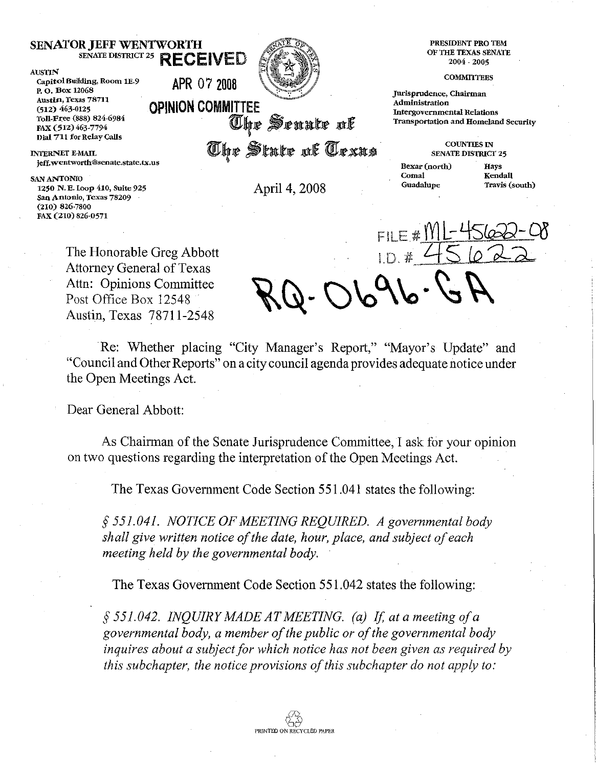**SENATOR JEFF WENTWORTH**
SENATE DISTRICT 25

**RECEIVED**
**APR 07 2008**
**OPINION COMMITTEE**

The Senate of
The State of Texas

PRESIDENT PRO TEM
OF THE TEXAS SENATE
2004 - 2005

AUSTIN
Capitol Building, Room 1E.9
P. O. Box 12068
Austin, Texas 78711
(512) 463-0125
Toll-Free (888) 824-6984
FAX (512) 463-7794
Dial 711 for Relay Calls

INTERNET E-MAIL
jeff.wentworth@senate.state.tx.us

SAN ANTONIO
1250 N. E. Loop 410, Suite 925
San Antonio, Texas 78209
(210) 826-7800
FAX (210) 826-0571

COMMITTEES
Jurisprudence, Chairman
Administration
Intergovernmental Relations
Transportation and Homeland Security

COUNTIES IN
SENATE DISTRICT 25
Bexar (north) Hays
Comal Kendall
Guadalupe Travis (south)

April 4, 2008

FILE # ML-45622-08
I.D. # 45622

RQ-0696-GA

The Honorable Greg Abbott
Attorney General of Texas
Attn: Opinions Committee
Post Office Box 12548
Austin, Texas 78711-2548

Re: Whether placing "City Manager's Report," "Mayor's Update" and "Council and Other Reports" on a city council agenda provides adequate notice under the Open Meetings Act.

Dear General Abbott:

As Chairman of the Senate Jurisprudence Committee, I ask for your opinion on two questions regarding the interpretation of the Open Meetings Act.

The Texas Government Code Section 551.041 states the following:

*§ 551.041. NOTICE OF MEETING REQUIRED. A governmental body shall give written notice of the date, hour, place, and subject of each meeting held by the governmental body.*

The Texas Government Code Section 551.042 states the following:

*§ 551.042. INQUIRY MADE AT MEETING. (a) If, at a meeting of a governmental body, a member of the public or of the governmental body inquires about a subject for which notice has not been given as required by this subchapter, the notice provisions of this subchapter do not apply to:*

PRINTED ON RECYCLED PAPER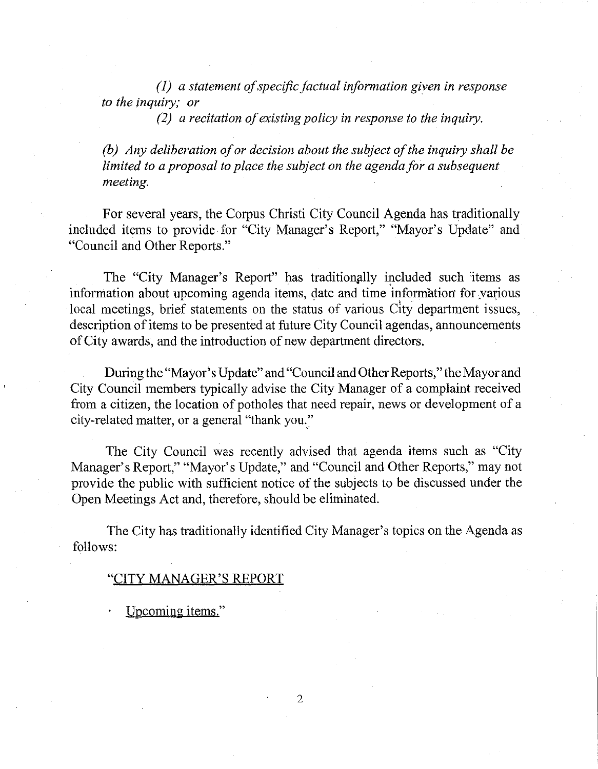*(1) a statement of specific factual information given in response to the inquiry; or*

*(2) a recitation of existing policy in response to the inquiry.*

*(b) Any deliberation of or decision about the subject of the inquiry shall be limited to a proposal to place the subject on the agenda for a subsequent meeting.*

For several years, the Corpus Christi City Council Agenda has traditionally included items to provide for "City Manager's Report," "Mayor's Update" and "Council and Other Reports."

The "City Manager's Report" has traditionally included such items as information about upcoming agenda items, date and time information for various local meetings, brief statements on the status of various City department issues, description of items to be presented at future City Council agendas, announcements of City awards, and the introduction of new department directors.

During the "Mayor's Update" and "Council and Other Reports," the Mayor and City Council members typically advise the City Manager of a complaint received from a citizen, the location of potholes that need repair, news or development of a city-related matter, or a general "thank you."

The City Council was recently advised that agenda items such as "City Manager's Report," "Mayor's Update," and "Council and Other Reports," may not provide the public with sufficient notice of the subjects to be discussed under the Open Meetings Act and, therefore, should be eliminated.

The City has traditionally identified City Manager's topics on the Agenda as follows:

"<u>CITY MANAGER'S REPORT</u>

- <u>Upcoming items.</u>"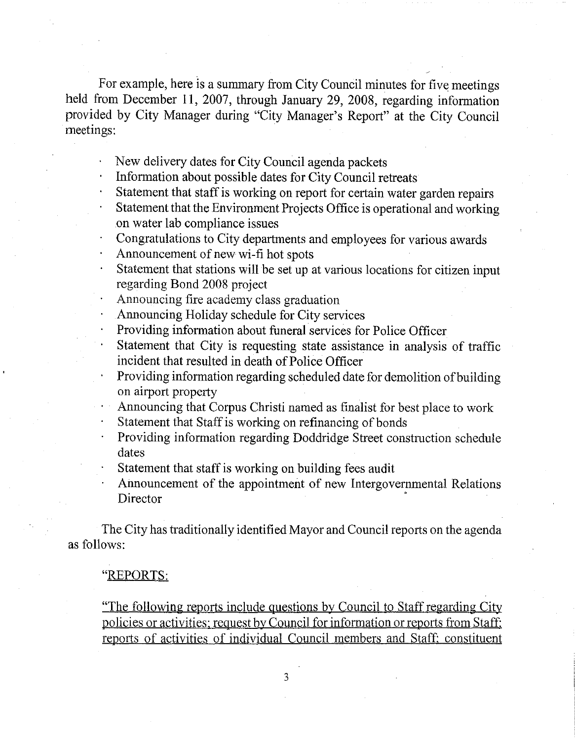For example, here is a summary from City Council minutes for five meetings held from December 11, 2007, through January 29, 2008, regarding information provided by City Manager during "City Manager's Report" at the City Council meetings:

- New delivery dates for City Council agenda packets
- Information about possible dates for City Council retreats
- Statement that staff is working on report for certain water garden repairs
- Statement that the Environment Projects Office is operational and working on water lab compliance issues
- Congratulations to City departments and employees for various awards
- Announcement of new wi-fi hot spots
- Statement that stations will be set up at various locations for citizen input regarding Bond 2008 project
- Announcing fire academy class graduation
- Announcing Holiday schedule for City services
- Providing information about funeral services for Police Officer
- Statement that City is requesting state assistance in analysis of traffic incident that resulted in death of Police Officer
- Providing information regarding scheduled date for demolition of building on airport property
- Announcing that Corpus Christi named as finalist for best place to work
- Statement that Staff is working on refinancing of bonds
- Providing information regarding Doddridge Street construction schedule dates
- Statement that staff is working on building fees audit
- Announcement of the appointment of new Intergovernmental Relations Director

The City has traditionally identified Mayor and Council reports on the agenda as follows:

"<u>REPORTS:</u>

<u>"The following reports include questions by Council to Staff regarding City policies or activities; request by Council for information or reports from Staff; reports of activities of individual Council members and Staff; constituent</u>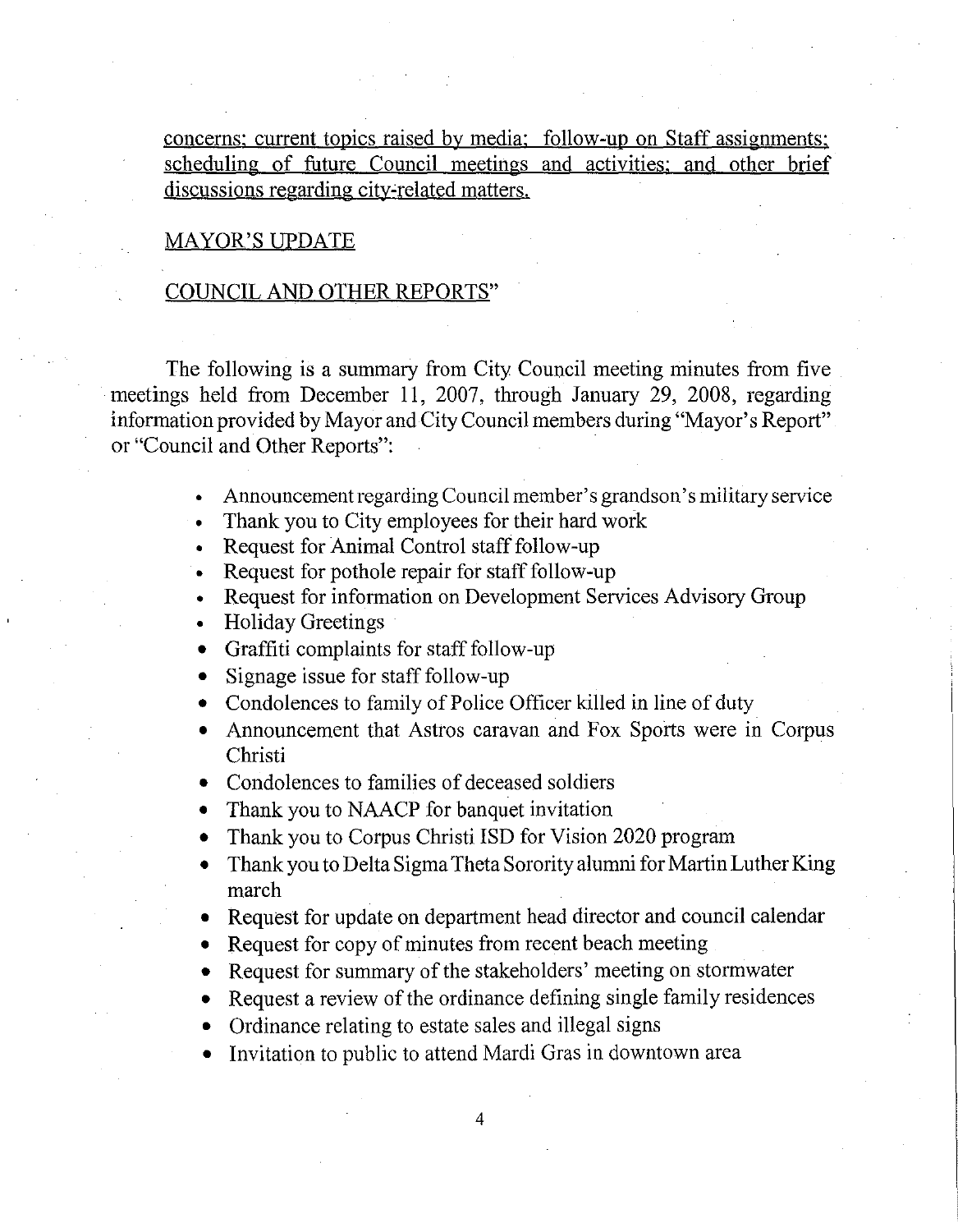<u>concerns; current topics raised by media; follow-up on Staff assignments; scheduling of future Council meetings and activities; and other brief discussions regarding city-related matters.</u>

<u>MAYOR'S UPDATE</u>

<u>COUNCIL AND OTHER REPORTS</u>"

The following is a summary from City Council meeting minutes from five meetings held from December 11, 2007, through January 29, 2008, regarding information provided by Mayor and City Council members during "Mayor's Report" or "Council and Other Reports":

- Announcement regarding Council member's grandson's military service
- Thank you to City employees for their hard work
- Request for Animal Control staff follow-up
- Request for pothole repair for staff follow-up
- Request for information on Development Services Advisory Group
- Holiday Greetings
- Graffiti complaints for staff follow-up
- Signage issue for staff follow-up
- Condolences to family of Police Officer killed in line of duty
- Announcement that Astros caravan and Fox Sports were in Corpus Christi
- Condolences to families of deceased soldiers
- Thank you to NAACP for banquet invitation
- Thank you to Corpus Christi ISD for Vision 2020 program
- Thank you to Delta Sigma Theta Sorority alumni for Martin Luther King march
- Request for update on department head director and council calendar
- Request for copy of minutes from recent beach meeting
- Request for summary of the stakeholders' meeting on stormwater
- Request a review of the ordinance defining single family residences
- Ordinance relating to estate sales and illegal signs
- Invitation to public to attend Mardi Gras in downtown area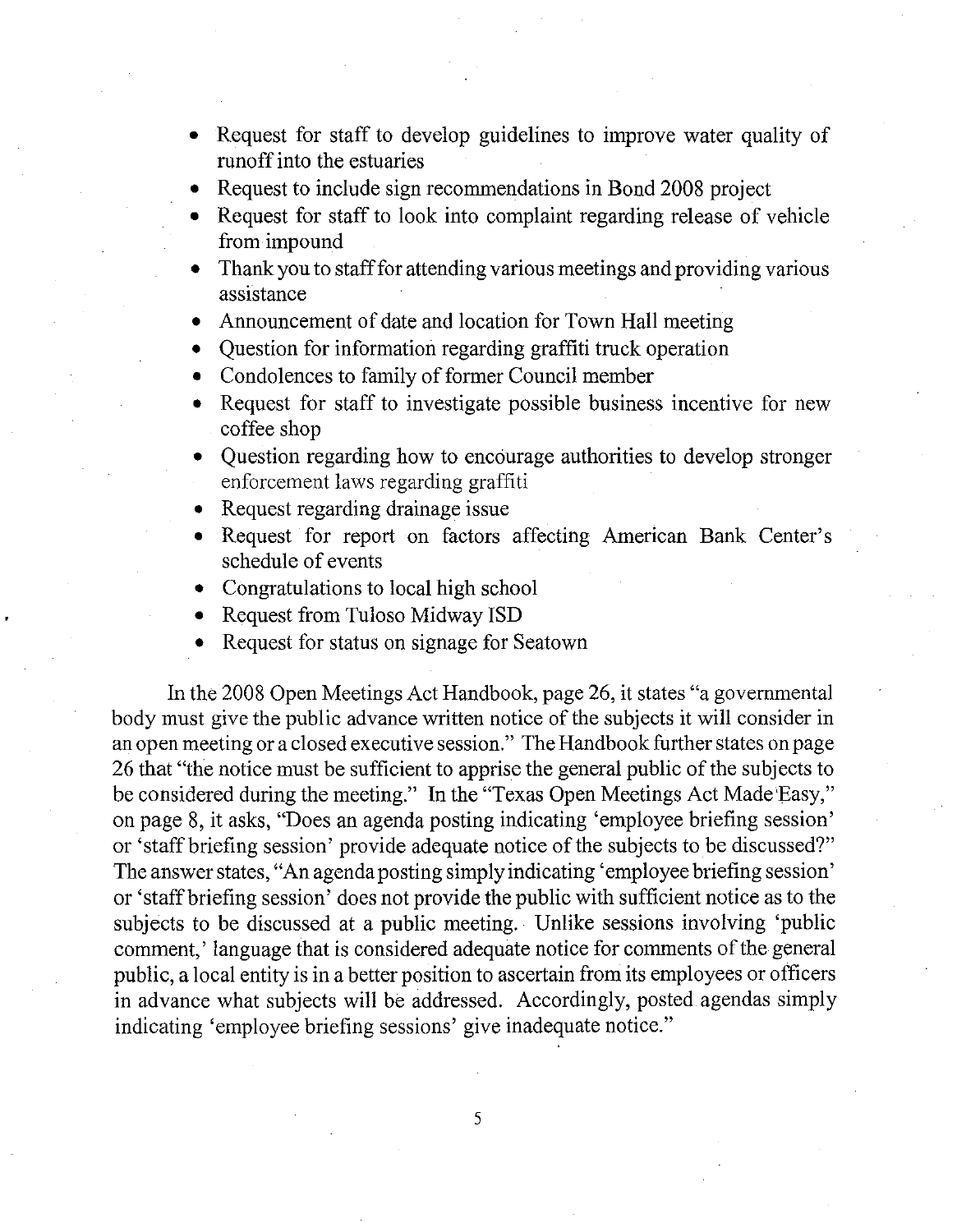- Request for staff to develop guidelines to improve water quality of runoff into the estuaries
- Request to include sign recommendations in Bond 2008 project
- Request for staff to look into complaint regarding release of vehicle from impound
- Thank you to staff for attending various meetings and providing various assistance
- Announcement of date and location for Town Hall meeting
- Question for information regarding graffiti truck operation
- Condolences to family of former Council member
- Request for staff to investigate possible business incentive for new coffee shop
- Question regarding how to encourage authorities to develop stronger enforcement laws regarding graffiti
- Request regarding drainage issue
- Request for report on factors affecting American Bank Center's schedule of events
- Congratulations to local high school
- Request from Tuloso Midway ISD
- Request for status on signage for Seatown

In the 2008 Open Meetings Act Handbook, page 26, it states "a governmental body must give the public advance written notice of the subjects it will consider in an open meeting or a closed executive session." The Handbook further states on page 26 that "the notice must be sufficient to apprise the general public of the subjects to be considered during the meeting." In the "Texas Open Meetings Act Made Easy," on page 8, it asks, "Does an agenda posting indicating 'employee briefing session' or 'staff briefing session' provide adequate notice of the subjects to be discussed?" The answer states, "An agenda posting simply indicating 'employee briefing session' or 'staff briefing session' does not provide the public with sufficient notice as to the subjects to be discussed at a public meeting. Unlike sessions involving 'public comment,' language that is considered adequate notice for comments of the general public, a local entity is in a better position to ascertain from its employees or officers in advance what subjects will be addressed. Accordingly, posted agendas simply indicating 'employee briefing sessions' give inadequate notice."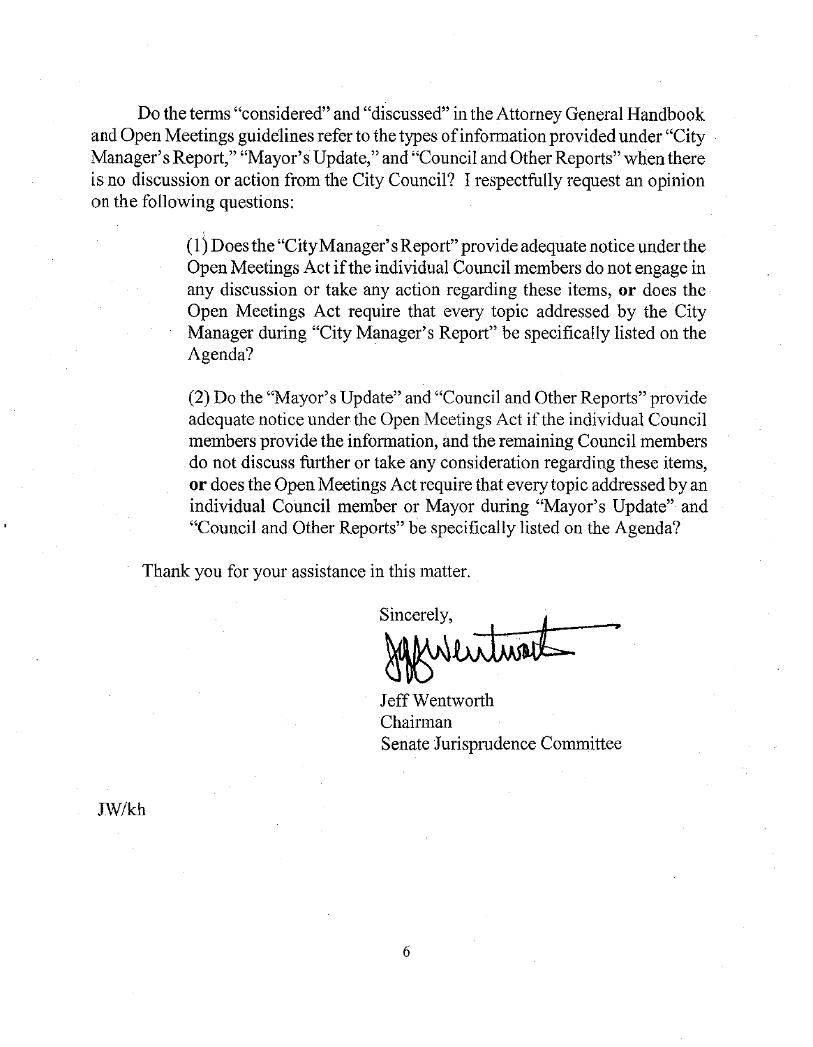Do the terms "considered" and "discussed" in the Attorney General Handbook and Open Meetings guidelines refer to the types of information provided under "City Manager's Report," "Mayor's Update," and "Council and Other Reports" when there is no discussion or action from the City Council? I respectfully request an opinion on the following questions:

> (1) Does the "City Manager's Report" provide adequate notice under the Open Meetings Act if the individual Council members do not engage in any discussion or take any action regarding these items, **or** does the Open Meetings Act require that every topic addressed by the City Manager during "City Manager's Report" be specifically listed on the Agenda?
>
> (2) Do the "Mayor's Update" and "Council and Other Reports" provide adequate notice under the Open Meetings Act if the individual Council members provide the information, and the remaining Council members do not discuss further or take any consideration regarding these items, **or** does the Open Meetings Act require that every topic addressed by an individual Council member or Mayor during "Mayor's Update" and "Council and Other Reports" be specifically listed on the Agenda?

Thank you for your assistance in this matter.

Sincerely,

Jeff Wentworth
Chairman
Senate Jurisprudence Committee

JW/kh